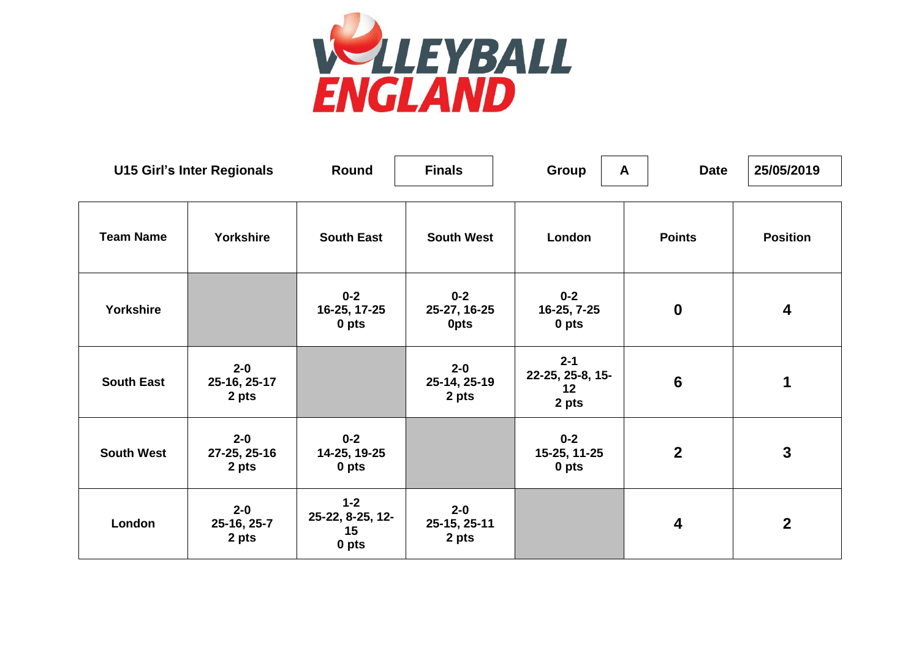VOLLEYBALL ENGLAND

**U15 Girl's Inter Regionals** | **Round:** Finals | **Group:** A | **Date:** 25/05/2019

| Team Name | Yorkshire | South East | South West | London | Points | Position |
|---|---|---|---|---|---|---|
| **Yorkshire** | | **0-2**<br>**16-25, 17-25**<br>**0 pts** | **0-2**<br>**25-27, 16-25**<br>**0pts** | **0-2**<br>**16-25, 7-25**<br>**0 pts** | **0** | **4** |
| **South East** | **2-0**<br>**25-16, 25-17**<br>**2 pts** | | **2-0**<br>**25-14, 25-19**<br>**2 pts** | **2-1**<br>**22-25, 25-8, 15-12**<br>**2 pts** | **6** | **1** |
| **South West** | **2-0**<br>**27-25, 25-16**<br>**2 pts** | **0-2**<br>**14-25, 19-25**<br>**0 pts** | | **0-2**<br>**15-25, 11-25**<br>**0 pts** | **2** | **3** |
| **London** | **2-0**<br>**25-16, 25-7**<br>**2 pts** | **1-2**<br>**25-22, 8-25, 12-15**<br>**0 pts** | **2-0**<br>**25-15, 25-11**<br>**2 pts** | | **4** | **2** |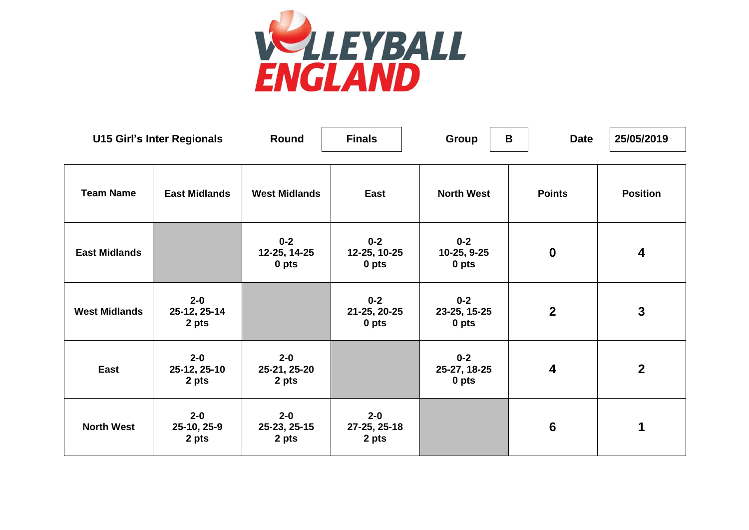VOLLEYBALL ENGLAND

**U15 Girl's Inter Regionals** | **Round:** Finals | **Group:** B | **Date:** 25/05/2019

| Team Name | East Midlands | West Midlands | East | North West | Points | Position |
|---|---|---|---|---|---|---|
| East Midlands | | 0-2<br>12-25, 14-25<br>0 pts | 0-2<br>12-25, 10-25<br>0 pts | 0-2<br>10-25, 9-25<br>0 pts | 0 | 4 |
| West Midlands | 2-0<br>25-12, 25-14<br>2 pts | | 0-2<br>21-25, 20-25<br>0 pts | 0-2<br>23-25, 15-25<br>0 pts | 2 | 3 |
| East | 2-0<br>25-12, 25-10<br>2 pts | 2-0<br>25-21, 25-20<br>2 pts | | 0-2<br>25-27, 18-25<br>0 pts | 4 | 2 |
| North West | 2-0<br>25-10, 25-9<br>2 pts | 2-0<br>25-23, 25-15<br>2 pts | 2-0<br>27-25, 25-18<br>2 pts | | 6 | 1 |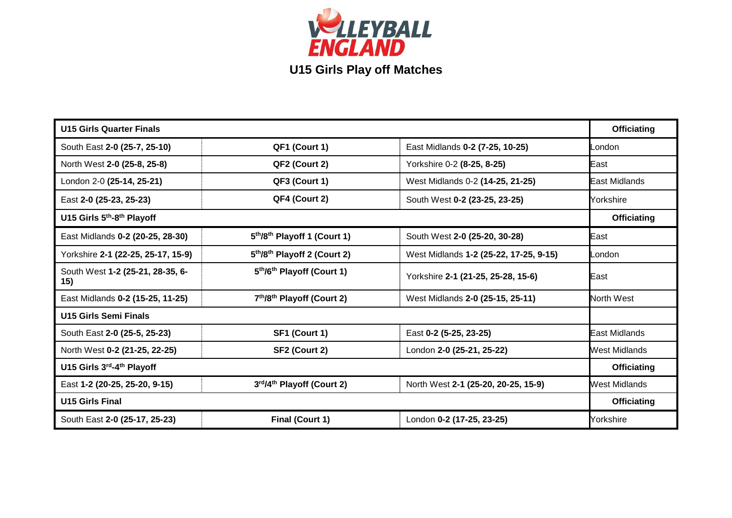# U15 Girls Play off Matches

| U15 Girls Quarter Finals | | | Officiating |
|---|---|---|---|
| South East **2-0 (25-7, 25-10)** | **QF1 (Court 1)** | East Midlands **0-2 (7-25, 10-25)** | London |
| North West **2-0 (25-8, 25-8)** | **QF2 (Court 2)** | Yorkshire 0-2 **(8-25, 8-25)** | East |
| London 2-0 **(25-14, 25-21)** | **QF3 (Court 1)** | West Midlands 0-2 **(14-25, 21-25)** | East Midlands |
| East **2-0 (25-23, 25-23)** | **QF4 (Court 2)** | South West **0-2 (23-25, 23-25)** | Yorkshire |
| **U15 Girls 5th-8th Playoff** | | | **Officiating** |
| East Midlands **0-2 (20-25, 28-30)** | **5th/8th Playoff 1 (Court 1)** | South West **2-0 (25-20, 30-28)** | East |
| Yorkshire **2-1 (22-25, 25-17, 15-9)** | **5th/8th Playoff 2 (Court 2)** | West Midlands **1-2 (25-22, 17-25, 9-15)** | London |
| South West **1-2 (25-21, 28-35, 6-15)** | **5th/6th Playoff (Court 1)** | Yorkshire **2-1 (21-25, 25-28, 15-6)** | East |
| East Midlands **0-2 (15-25, 11-25)** | **7th/8th Playoff (Court 2)** | West Midlands **2-0 (25-15, 25-11)** | North West |
| **U15 Girls Semi Finals** | | | |
| South East **2-0 (25-5, 25-23)** | **SF1 (Court 1)** | East **0-2 (5-25, 23-25)** | East Midlands |
| North West **0-2 (21-25, 22-25)** | **SF2 (Court 2)** | London **2-0 (25-21, 25-22)** | West Midlands |
| **U15 Girls 3rd-4th Playoff** | | | **Officiating** |
| East **1-2 (20-25, 25-20, 9-15)** | **3rd/4th Playoff (Court 2)** | North West **2-1 (25-20, 20-25, 15-9)** | West Midlands |
| **U15 Girls Final** | | | **Officiating** |
| South East **2-0 (25-17, 25-23)** | **Final (Court 1)** | London **0-2 (17-25, 23-25)** | Yorkshire |